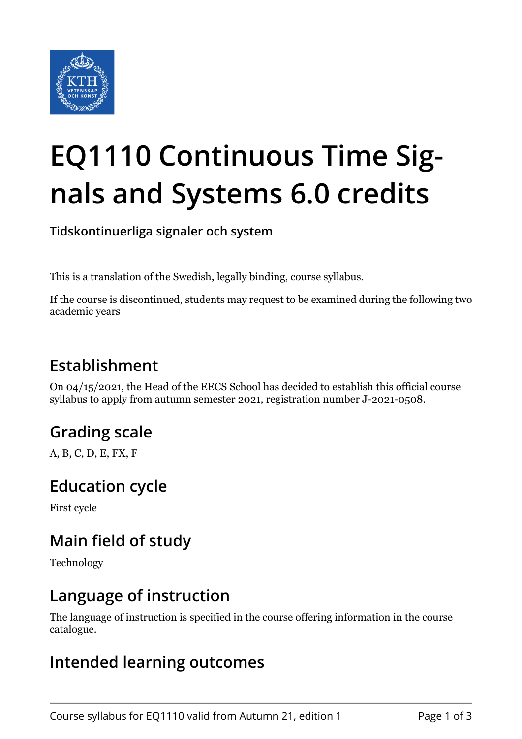# EQ1110 Continuous Time Signals and Systems 6.0 credits

**Tidskontinuerliga signaler och system**

This is a translation of the Swedish, legally binding, course syllabus.

If the course is discontinued, students may request to be examined during the following two academic years

## Establishment

On 04/15/2021, the Head of the EECS School has decided to establish this official course syllabus to apply from autumn semester 2021, registration number J-2021-0508.

## Grading scale

A, B, C, D, E, FX, F

## Education cycle

First cycle

## Main field of study

Technology

## Language of instruction

The language of instruction is specified in the course offering information in the course catalogue.

## Intended learning outcomes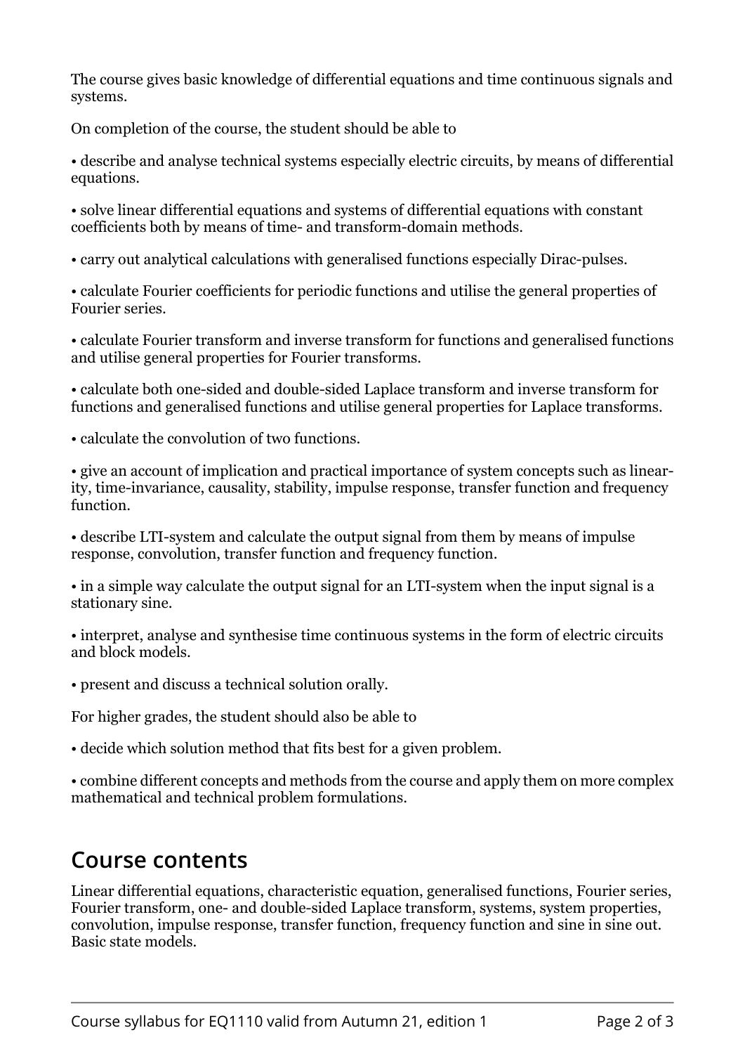The course gives basic knowledge of differential equations and time continuous signals and systems.

On completion of the course, the student should be able to

- describe and analyse technical systems especially electric circuits, by means of differential equations.
- solve linear differential equations and systems of differential equations with constant coefficients both by means of time- and transform-domain methods.
- carry out analytical calculations with generalised functions especially Dirac-pulses.
- calculate Fourier coefficients for periodic functions and utilise the general properties of Fourier series.
- calculate Fourier transform and inverse transform for functions and generalised functions and utilise general properties for Fourier transforms.
- calculate both one-sided and double-sided Laplace transform and inverse transform for functions and generalised functions and utilise general properties for Laplace transforms.
- calculate the convolution of two functions.
- give an account of implication and practical importance of system concepts such as linearity, time-invariance, causality, stability, impulse response, transfer function and frequency function.
- describe LTI-system and calculate the output signal from them by means of impulse response, convolution, transfer function and frequency function.
- in a simple way calculate the output signal for an LTI-system when the input signal is a stationary sine.
- interpret, analyse and synthesise time continuous systems in the form of electric circuits and block models.
- present and discuss a technical solution orally.

For higher grades, the student should also be able to

- decide which solution method that fits best for a given problem.
- combine different concepts and methods from the course and apply them on more complex mathematical and technical problem formulations.

## Course contents

Linear differential equations, characteristic equation, generalised functions, Fourier series, Fourier transform, one- and double-sided Laplace transform, systems, system properties, convolution, impulse response, transfer function, frequency function and sine in sine out. Basic state models.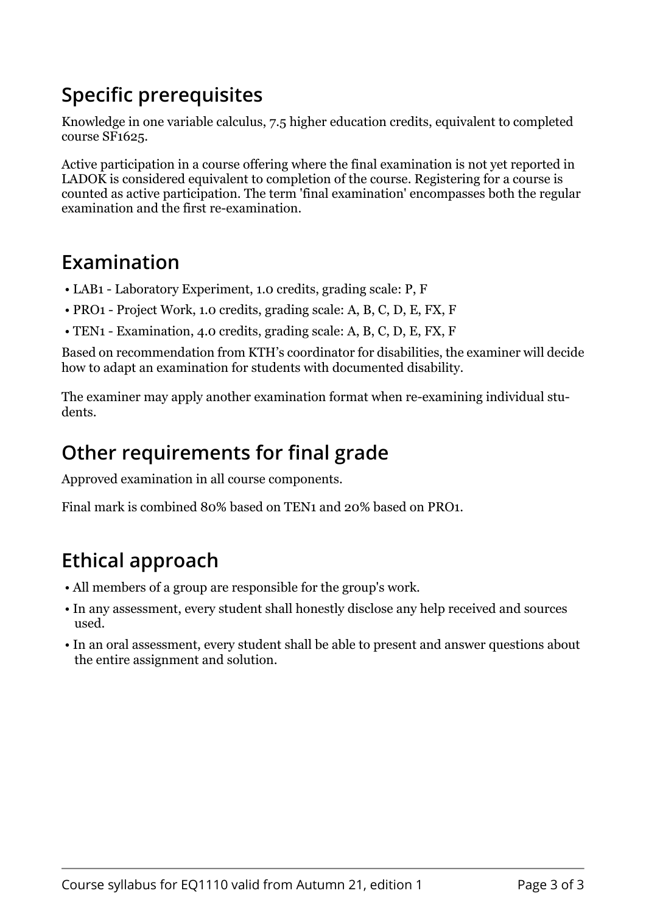## Specific prerequisites

Knowledge in one variable calculus, 7.5 higher education credits, equivalent to completed course SF1625.

Active participation in a course offering where the final examination is not yet reported in LADOK is considered equivalent to completion of the course. Registering for a course is counted as active participation. The term 'final examination' encompasses both the regular examination and the first re-examination.

## Examination

- LAB1 - Laboratory Experiment, 1.0 credits, grading scale: P, F
- PRO1 - Project Work, 1.0 credits, grading scale: A, B, C, D, E, FX, F
- TEN1 - Examination, 4.0 credits, grading scale: A, B, C, D, E, FX, F

Based on recommendation from KTH's coordinator for disabilities, the examiner will decide how to adapt an examination for students with documented disability.

The examiner may apply another examination format when re-examining individual students.

## Other requirements for final grade

Approved examination in all course components.

Final mark is combined 80% based on TEN1 and 20% based on PRO1.

## Ethical approach

- All members of a group are responsible for the group's work.
- In any assessment, every student shall honestly disclose any help received and sources used.
- In an oral assessment, every student shall be able to present and answer questions about the entire assignment and solution.